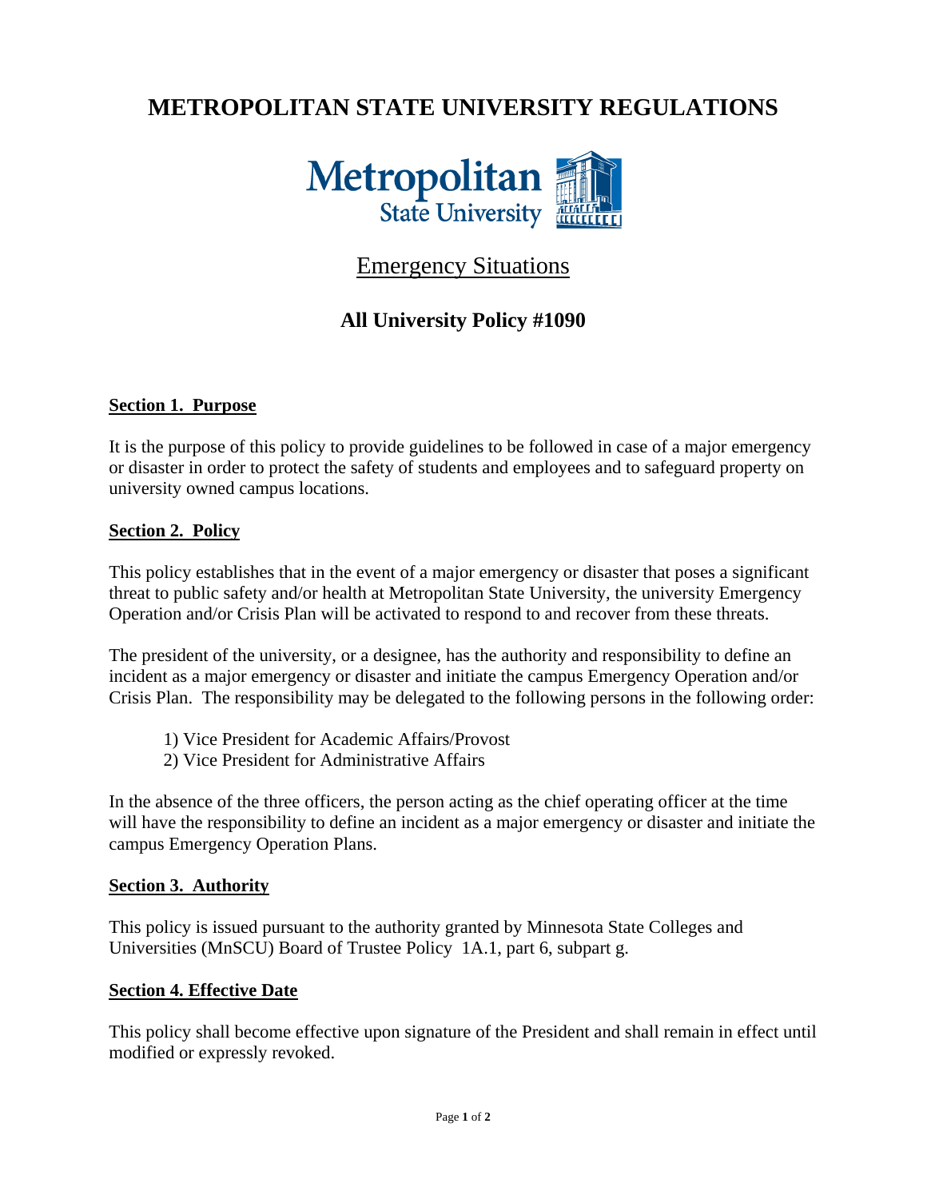# METROPOLITAN STATE UNIVERSITY REGULATIONS

## Emergency Situations

## All University Policy #1090

### Section 1. Purpose

It is the purpose of this policy to provide guidelines to be followed in case of a major emergency or disaster in order to protect the safety of students and employees and to safeguard property on university owned campus locations.

### Section 2. Policy

This policy establishes that in the event of a major emergency or disaster that poses a significant threat to public safety and/or health at Metropolitan State University, the university Emergency Operation and/or Crisis Plan will be activated to respond to and recover from these threats.

The president of the university, or a designee, has the authority and responsibility to define an incident as a major emergency or disaster and initiate the campus Emergency Operation and/or Crisis Plan. The responsibility may be delegated to the following persons in the following order:

1) Vice President for Academic Affairs/Provost
2) Vice President for Administrative Affairs

In the absence of the three officers, the person acting as the chief operating officer at the time will have the responsibility to define an incident as a major emergency or disaster and initiate the campus Emergency Operation Plans.

### Section 3. Authority

This policy is issued pursuant to the authority granted by Minnesota State Colleges and Universities (MnSCU) Board of Trustee Policy 1A.1, part 6, subpart g.

### Section 4. Effective Date

This policy shall become effective upon signature of the President and shall remain in effect until modified or expressly revoked.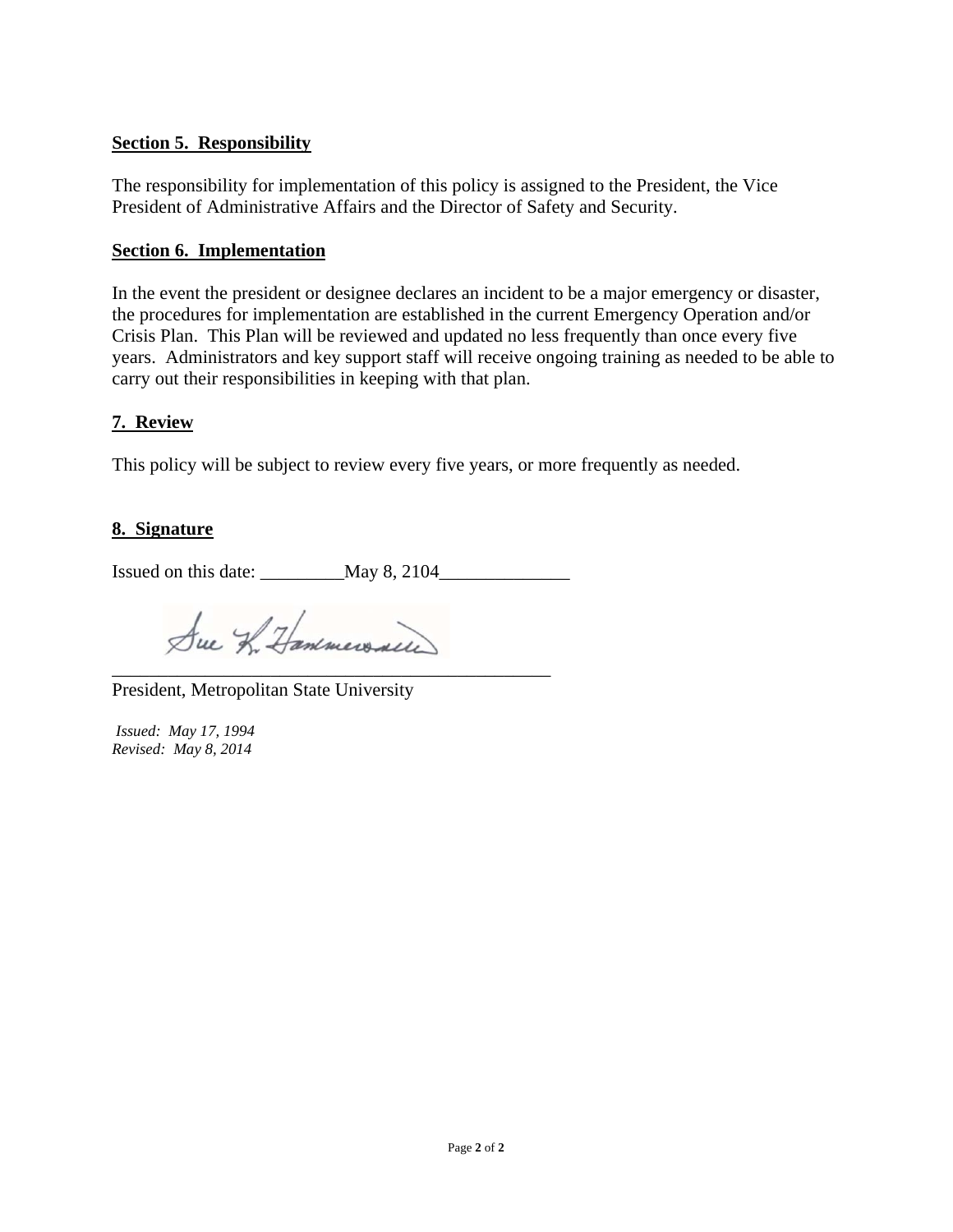**Section 5. Responsibility**

The responsibility for implementation of this policy is assigned to the President, the Vice President of Administrative Affairs and the Director of Safety and Security.

**Section 6. Implementation**

In the event the president or designee declares an incident to be a major emergency or disaster, the procedures for implementation are established in the current Emergency Operation and/or Crisis Plan. This Plan will be reviewed and updated no less frequently than once every five years. Administrators and key support staff will receive ongoing training as needed to be able to carry out their responsibilities in keeping with that plan.

**7. Review**

This policy will be subject to review every five years, or more frequently as needed.

**8. Signature**

Issued on this date: _________May 8, 2104______________

_______________________________________________
President, Metropolitan State University

*Issued: May 17, 1994*
*Revised: May 8, 2014*